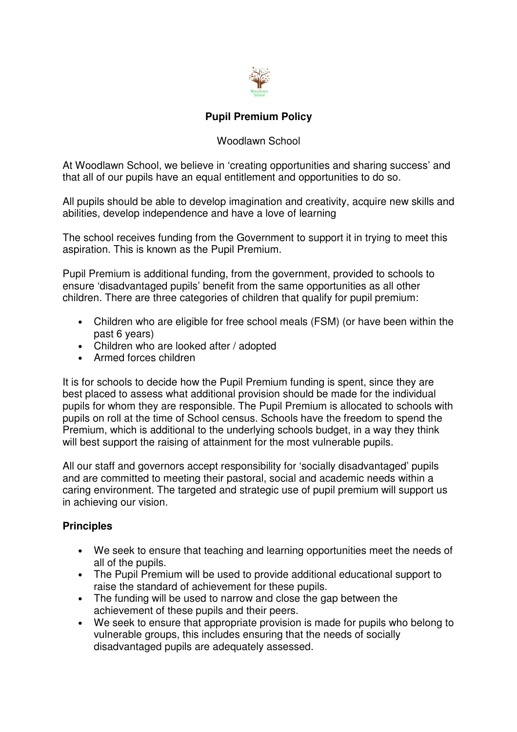# Pupil Premium Policy

Woodlawn School

At Woodlawn School, we believe in 'creating opportunities and sharing success' and that all of our pupils have an equal entitlement and opportunities to do so.

All pupils should be able to develop imagination and creativity, acquire new skills and abilities, develop independence and have a love of learning

The school receives funding from the Government to support it in trying to meet this aspiration. This is known as the Pupil Premium.

Pupil Premium is additional funding, from the government, provided to schools to ensure 'disadvantaged pupils' benefit from the same opportunities as all other children. There are three categories of children that qualify for pupil premium:

- Children who are eligible for free school meals (FSM) (or have been within the past 6 years)
- Children who are looked after / adopted
- Armed forces children

It is for schools to decide how the Pupil Premium funding is spent, since they are best placed to assess what additional provision should be made for the individual pupils for whom they are responsible. The Pupil Premium is allocated to schools with pupils on roll at the time of School census. Schools have the freedom to spend the Premium, which is additional to the underlying schools budget, in a way they think will best support the raising of attainment for the most vulnerable pupils.

All our staff and governors accept responsibility for 'socially disadvantaged' pupils and are committed to meeting their pastoral, social and academic needs within a caring environment. The targeted and strategic use of pupil premium will support us in achieving our vision.

## Principles

- We seek to ensure that teaching and learning opportunities meet the needs of all of the pupils.
- The Pupil Premium will be used to provide additional educational support to raise the standard of achievement for these pupils.
- The funding will be used to narrow and close the gap between the achievement of these pupils and their peers.
- We seek to ensure that appropriate provision is made for pupils who belong to vulnerable groups, this includes ensuring that the needs of socially disadvantaged pupils are adequately assessed.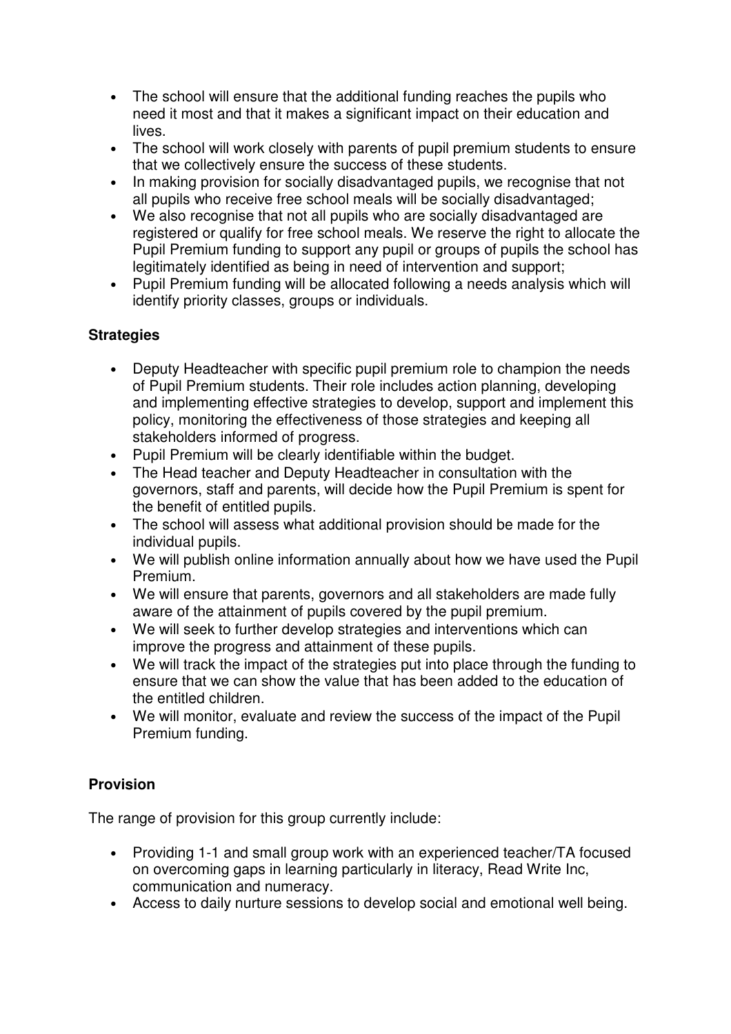- The school will ensure that the additional funding reaches the pupils who need it most and that it makes a significant impact on their education and lives.
- The school will work closely with parents of pupil premium students to ensure that we collectively ensure the success of these students.
- In making provision for socially disadvantaged pupils, we recognise that not all pupils who receive free school meals will be socially disadvantaged;
- We also recognise that not all pupils who are socially disadvantaged are registered or qualify for free school meals. We reserve the right to allocate the Pupil Premium funding to support any pupil or groups of pupils the school has legitimately identified as being in need of intervention and support;
- Pupil Premium funding will be allocated following a needs analysis which will identify priority classes, groups or individuals.

**Strategies**

- Deputy Headteacher with specific pupil premium role to champion the needs of Pupil Premium students. Their role includes action planning, developing and implementing effective strategies to develop, support and implement this policy, monitoring the effectiveness of those strategies and keeping all stakeholders informed of progress.
- Pupil Premium will be clearly identifiable within the budget.
- The Head teacher and Deputy Headteacher in consultation with the governors, staff and parents, will decide how the Pupil Premium is spent for the benefit of entitled pupils.
- The school will assess what additional provision should be made for the individual pupils.
- We will publish online information annually about how we have used the Pupil Premium.
- We will ensure that parents, governors and all stakeholders are made fully aware of the attainment of pupils covered by the pupil premium.
- We will seek to further develop strategies and interventions which can improve the progress and attainment of these pupils.
- We will track the impact of the strategies put into place through the funding to ensure that we can show the value that has been added to the education of the entitled children.
- We will monitor, evaluate and review the success of the impact of the Pupil Premium funding.

**Provision**

The range of provision for this group currently include:

- Providing 1-1 and small group work with an experienced teacher/TA focused on overcoming gaps in learning particularly in literacy, Read Write Inc, communication and numeracy.
- Access to daily nurture sessions to develop social and emotional well being.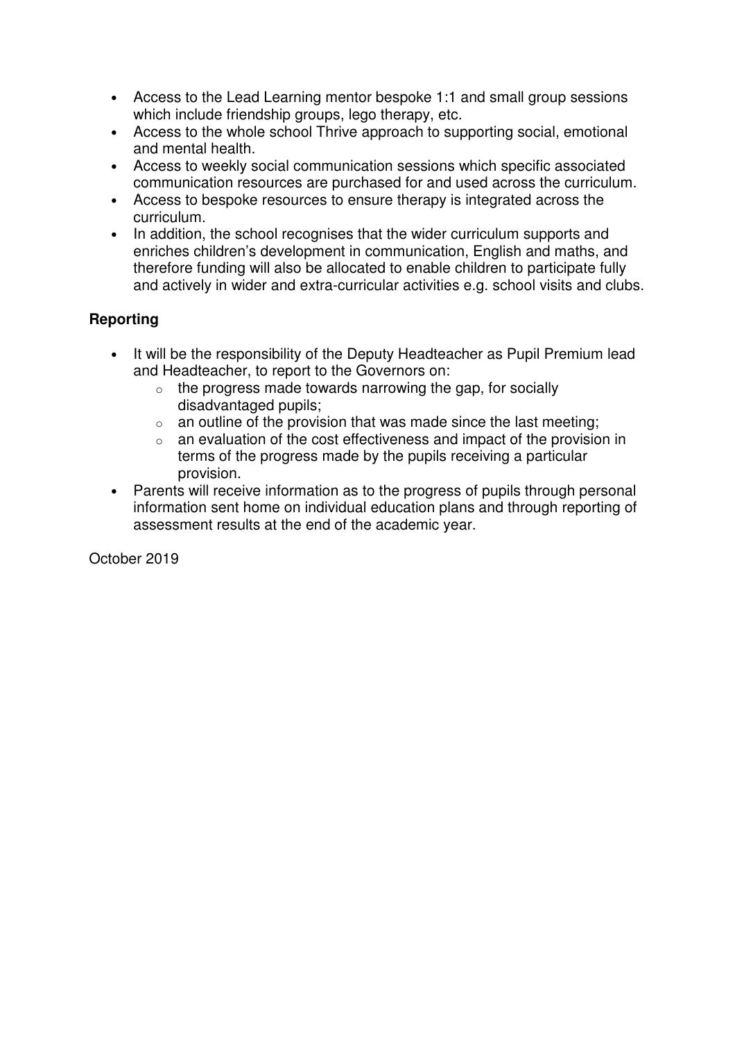- Access to the Lead Learning mentor bespoke 1:1 and small group sessions which include friendship groups, lego therapy, etc.
- Access to the whole school Thrive approach to supporting social, emotional and mental health.
- Access to weekly social communication sessions which specific associated communication resources are purchased for and used across the curriculum.
- Access to bespoke resources to ensure therapy is integrated across the curriculum.
- In addition, the school recognises that the wider curriculum supports and enriches children's development in communication, English and maths, and therefore funding will also be allocated to enable children to participate fully and actively in wider and extra-curricular activities e.g. school visits and clubs.

**Reporting**

- It will be the responsibility of the Deputy Headteacher as Pupil Premium lead and Headteacher, to report to the Governors on:
  - the progress made towards narrowing the gap, for socially disadvantaged pupils;
  - an outline of the provision that was made since the last meeting;
  - an evaluation of the cost effectiveness and impact of the provision in terms of the progress made by the pupils receiving a particular provision.
- Parents will receive information as to the progress of pupils through personal information sent home on individual education plans and through reporting of assessment results at the end of the academic year.

October 2019